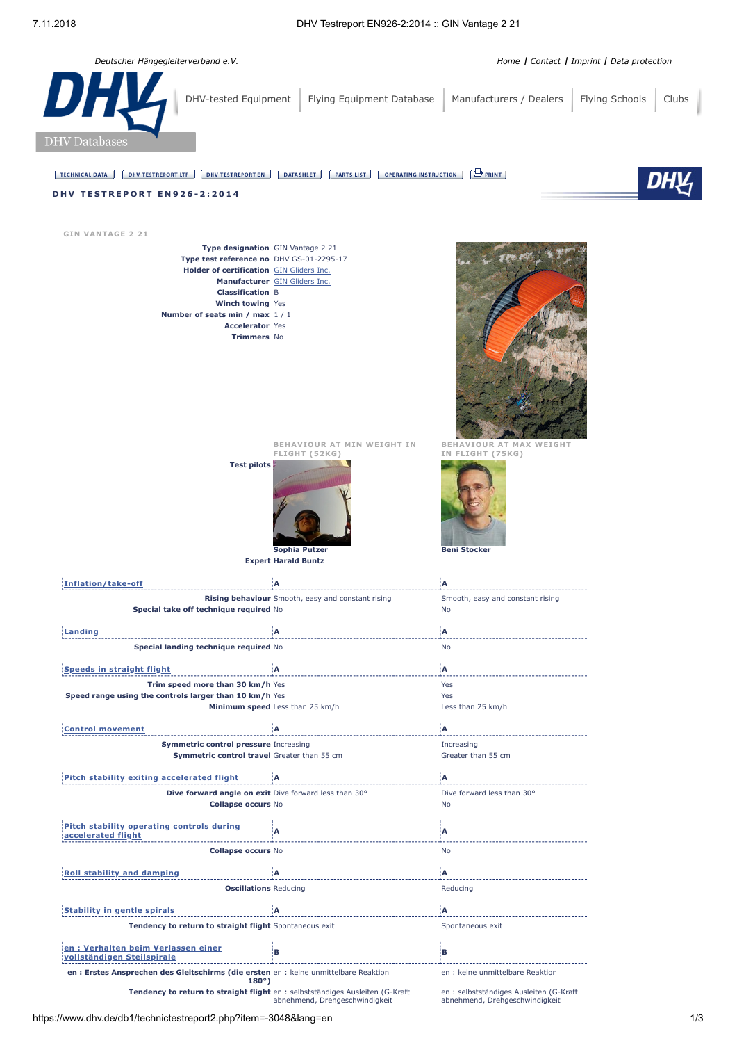Deutscher Hängegleiterverband e.V.

Home | Contact | Imprint | Data protection

DHV-tested Equipment | Flying Equipment Database | Manufacturers / Dealers | Flying Schools | Clubs

DHV Databases

TECHNICAL DATA | DHV TESTREPORT LTF | DHV TESTREPORT EN | DATASHEET | PARTS LIST | OPERATING INSTRUCTION | PRINT

## DHV TESTREPORT EN926-2:2014

### GIN VANTAGE 2 21

| | |
|---|---|
| **Type designation** | GIN Vantage 2 21 |
| **Type test reference no** | DHV GS-01-2295-17 |
| **Holder of certification** | GIN Gliders Inc. |
| **Manufacturer** | GIN Gliders Inc. |
| **Classification** | B |
| **Winch towing** | Yes |
| **Number of seats min / max** | 1 / 1 |
| **Accelerator** | Yes |
| **Trimmers** | No |

| | BEHAVIOUR AT MIN WEIGHT IN FLIGHT (52KG) | BEHAVIOUR AT MAX WEIGHT IN FLIGHT (75KG) |
|---|---|---|
| **Test pilots** | Sophia Putzer | Beni Stocker |
| **Expert** Harald Buntz | | |
| **Inflation/take-off** | A | A |
| **Rising behaviour** | Smooth, easy and constant rising | Smooth, easy and constant rising |
| **Special take off technique required** | No | No |
| **Landing** | A | A |
| **Special landing technique required** | No | No |
| **Speeds in straight flight** | A | A |
| **Trim speed more than 30 km/h** | Yes | Yes |
| **Speed range using the controls larger than 10 km/h** | Yes | Yes |
| **Minimum speed** | Less than 25 km/h | Less than 25 km/h |
| **Control movement** | A | A |
| **Symmetric control pressure** | Increasing | Increasing |
| **Symmetric control travel** | Greater than 55 cm | Greater than 55 cm |
| **Pitch stability exiting accelerated flight** | A | A |
| **Dive forward angle on exit** | Dive forward less than 30° | Dive forward less than 30° |
| **Collapse occurs** | No | No |
| **Pitch stability operating controls during accelerated flight** | A | A |
| **Collapse occurs** | No | No |
| **Roll stability and damping** | A | A |
| **Oscillations** | Reducing | Reducing |
| **Stability in gentle spirals** | A | A |
| **Tendency to return to straight flight** | Spontaneous exit | Spontaneous exit |
| **en : Verhalten beim Verlassen einer vollständigen Steilspirale** | B | B |
| **en : Erstes Ansprechen des Gleitschirms (die ersten 180°)** | en : keine unmittelbare Reaktion | en : keine unmittelbare Reaktion |
| **Tendency to return to straight flight** | en : selbstständiges Ausleiten (G-Kraft abnehmend, Drehgeschwindigkeit | en : selbstständiges Ausleiten (G-Kraft abnehmend, Drehgeschwindigkeit |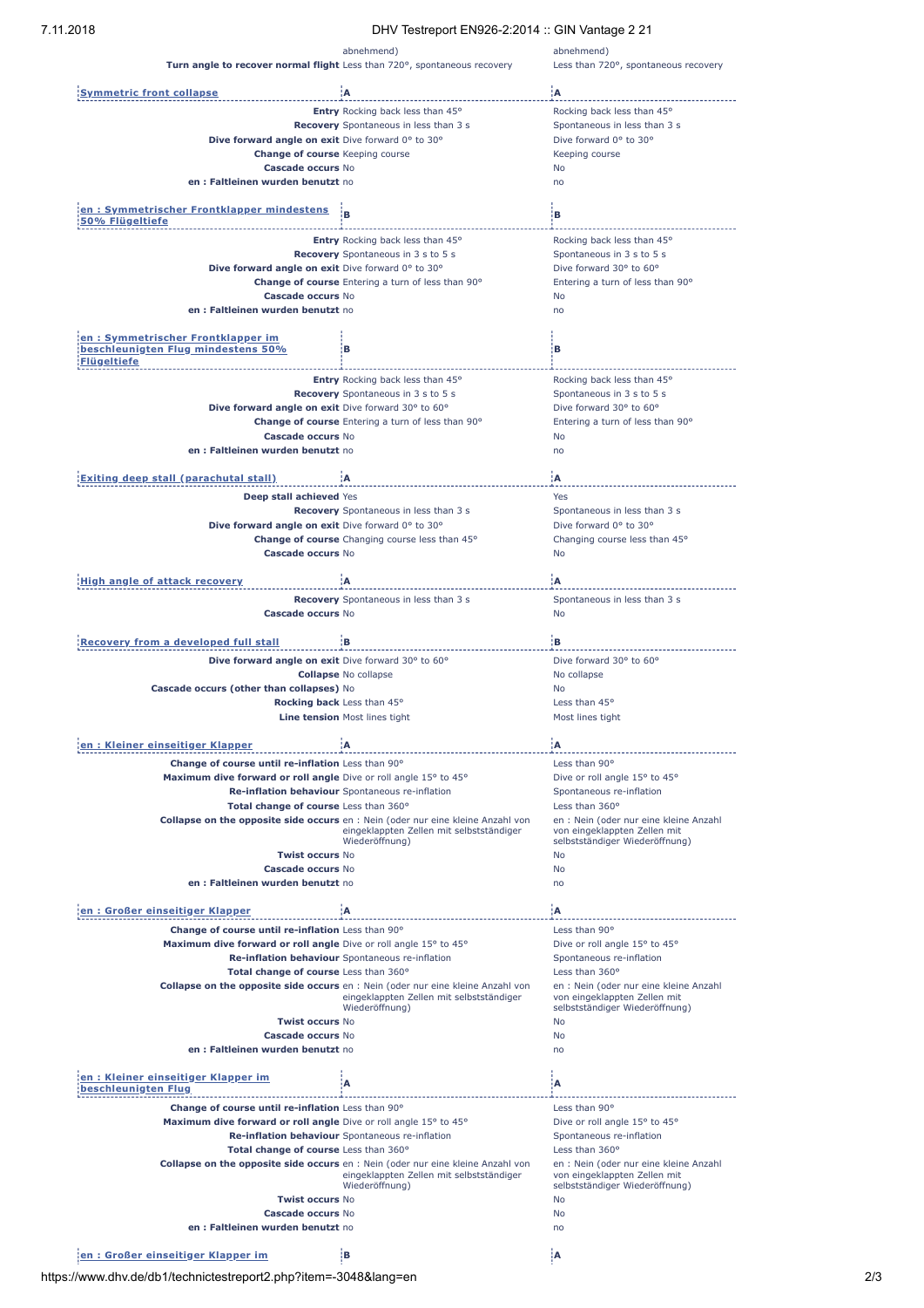| | | |
|---|---|---|
| | abnehmend) | abnehmend) |
| **Turn angle to recover normal flight** | Less than 720°, spontaneous recovery | Less than 720°, spontaneous recovery |

| Symmetric front collapse | A | A |
|---|---|---|
| **Entry** | Rocking back less than 45° | Rocking back less than 45° |
| **Recovery** | Spontaneous in less than 3 s | Spontaneous in less than 3 s |
| **Dive forward angle on exit** | Dive forward 0° to 30° | Dive forward 0° to 30° |
| **Change of course** | Keeping course | Keeping course |
| **Cascade occurs** | No | No |
| **en : Faltleinen wurden benutzt** | no | no |

| en : Symmetrischer Frontklapper mindestens 50% Flügeltiefe | B | B |
|---|---|---|
| **Entry** | Rocking back less than 45° | Rocking back less than 45° |
| **Recovery** | Spontaneous in 3 s to 5 s | Spontaneous in 3 s to 5 s |
| **Dive forward angle on exit** | Dive forward 0° to 30° | Dive forward 30° to 60° |
| **Change of course** | Entering a turn of less than 90° | Entering a turn of less than 90° |
| **Cascade occurs** | No | No |
| **en : Faltleinen wurden benutzt** | no | no |

| en : Symmetrischer Frontklapper im beschleunigten Flug mindestens 50% Flügeltiefe | B | B |
|---|---|---|
| **Entry** | Rocking back less than 45° | Rocking back less than 45° |
| **Recovery** | Spontaneous in 3 s to 5 s | Spontaneous in 3 s to 5 s |
| **Dive forward angle on exit** | Dive forward 30° to 60° | Dive forward 30° to 60° |
| **Change of course** | Entering a turn of less than 90° | Entering a turn of less than 90° |
| **Cascade occurs** | No | No |
| **en : Faltleinen wurden benutzt** | no | no |

| Exiting deep stall (parachutal stall) | A | A |
|---|---|---|
| **Deep stall achieved** | Yes | Yes |
| **Recovery** | Spontaneous in less than 3 s | Spontaneous in less than 3 s |
| **Dive forward angle on exit** | Dive forward 0° to 30° | Dive forward 0° to 30° |
| **Change of course** | Changing course less than 45° | Changing course less than 45° |
| **Cascade occurs** | No | No |

| High angle of attack recovery | A | A |
|---|---|---|
| **Recovery** | Spontaneous in less than 3 s | Spontaneous in less than 3 s |
| **Cascade occurs** | No | No |

| Recovery from a developed full stall | B | B |
|---|---|---|
| **Dive forward angle on exit** | Dive forward 30° to 60° | Dive forward 30° to 60° |
| **Collapse** | No collapse | No collapse |
| **Cascade occurs (other than collapses)** | No | No |
| **Rocking back** | Less than 45° | Less than 45° |
| **Line tension** | Most lines tight | Most lines tight |

| en : Kleiner einseitiger Klapper | A | A |
|---|---|---|
| **Change of course until re-inflation** | Less than 90° | Less than 90° |
| **Maximum dive forward or roll angle** | Dive or roll angle 15° to 45° | Dive or roll angle 15° to 45° |
| **Re-inflation behaviour** | Spontaneous re-inflation | Spontaneous re-inflation |
| **Total change of course** | Less than 360° | Less than 360° |
| **Collapse on the opposite side occurs** | en : Nein (oder nur eine kleine Anzahl von eingeklappten Zellen mit selbstständiger Wiederöffnung) | en : Nein (oder nur eine kleine Anzahl von eingeklappten Zellen mit selbstständiger Wiederöffnung) |
| **Twist occurs** | No | No |
| **Cascade occurs** | No | No |
| **en : Faltleinen wurden benutzt** | no | no |

| en : Großer einseitiger Klapper | A | A |
|---|---|---|
| **Change of course until re-inflation** | Less than 90° | Less than 90° |
| **Maximum dive forward or roll angle** | Dive or roll angle 15° to 45° | Dive or roll angle 15° to 45° |
| **Re-inflation behaviour** | Spontaneous re-inflation | Spontaneous re-inflation |
| **Total change of course** | Less than 360° | Less than 360° |
| **Collapse on the opposite side occurs** | en : Nein (oder nur eine kleine Anzahl von eingeklappten Zellen mit selbstständiger Wiederöffnung) | en : Nein (oder nur eine kleine Anzahl von eingeklappten Zellen mit selbstständiger Wiederöffnung) |
| **Twist occurs** | No | No |
| **Cascade occurs** | No | No |
| **en : Faltleinen wurden benutzt** | no | no |

| en : Kleiner einseitiger Klapper im beschleunigten Flug | A | A |
|---|---|---|
| **Change of course until re-inflation** | Less than 90° | Less than 90° |
| **Maximum dive forward or roll angle** | Dive or roll angle 15° to 45° | Dive or roll angle 15° to 45° |
| **Re-inflation behaviour** | Spontaneous re-inflation | Spontaneous re-inflation |
| **Total change of course** | Less than 360° | Less than 360° |
| **Collapse on the opposite side occurs** | en : Nein (oder nur eine kleine Anzahl von eingeklappten Zellen mit selbstständiger Wiederöffnung) | en : Nein (oder nur eine kleine Anzahl von eingeklappten Zellen mit selbstständiger Wiederöffnung) |
| **Twist occurs** | No | No |
| **Cascade occurs** | No | No |
| **en : Faltleinen wurden benutzt** | no | no |

| en : Großer einseitiger Klapper im | B | A |
|---|---|---|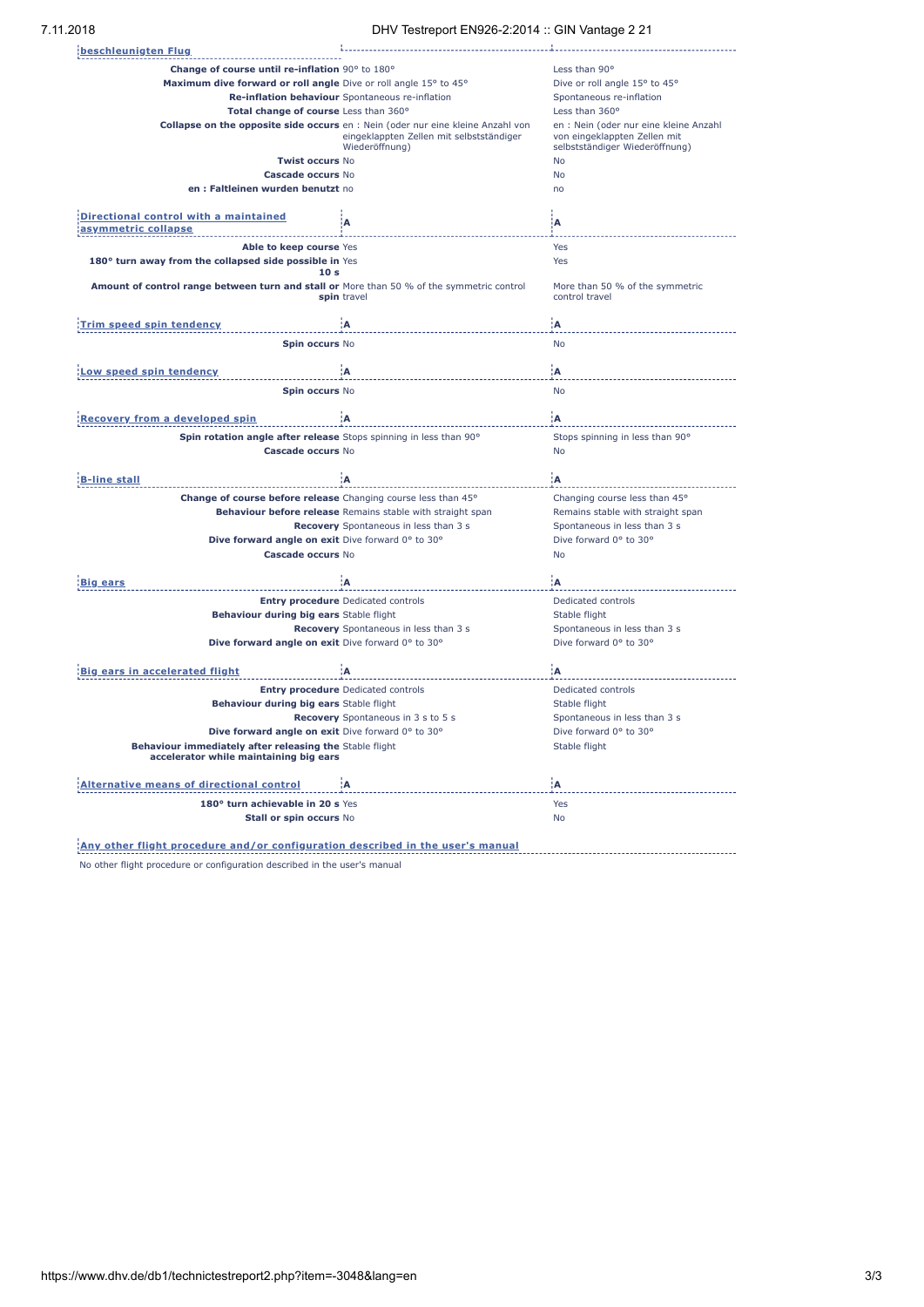| | | |
|---|---|---|
| **beschleunigten Flug** | | |
| **Change of course until re-inflation** | 90° to 180° | Less than 90° |
| **Maximum dive forward or roll angle** | Dive or roll angle 15° to 45° | Dive or roll angle 15° to 45° |
| **Re-inflation behaviour** | Spontaneous re-inflation | Spontaneous re-inflation |
| **Total change of course** | Less than 360° | Less than 360° |
| **Collapse on the opposite side occurs** | en : Nein (oder nur eine kleine Anzahl von eingeklappten Zellen mit selbstständiger Wiederöffnung) | en : Nein (oder nur eine kleine Anzahl von eingeklappten Zellen mit selbstständiger Wiederöffnung) |
| **Twist occurs** | No | No |
| **Cascade occurs** | No | No |
| **en : Faltleinen wurden benutzt** | no | no |
| **Directional control with a maintained asymmetric collapse** | A | A |
| **Able to keep course** | Yes | Yes |
| **180° turn away from the collapsed side possible in 10 s** | Yes | Yes |
| **Amount of control range between turn and stall or spin** | More than 50 % of the symmetric control travel | More than 50 % of the symmetric control travel |
| **Trim speed spin tendency** | A | A |
| **Spin occurs** | No | No |
| **Low speed spin tendency** | A | A |
| **Spin occurs** | No | No |
| **Recovery from a developed spin** | A | A |
| **Spin rotation angle after release** | Stops spinning in less than 90° | Stops spinning in less than 90° |
| **Cascade occurs** | No | No |
| **B-line stall** | A | A |
| **Change of course before release** | Changing course less than 45° | Changing course less than 45° |
| **Behaviour before release** | Remains stable with straight span | Remains stable with straight span |
| **Recovery** | Spontaneous in less than 3 s | Spontaneous in less than 3 s |
| **Dive forward angle on exit** | Dive forward 0° to 30° | Dive forward 0° to 30° |
| **Cascade occurs** | No | No |
| **Big ears** | A | A |
| **Entry procedure** | Dedicated controls | Dedicated controls |
| **Behaviour during big ears** | Stable flight | Stable flight |
| **Recovery** | Spontaneous in less than 3 s | Spontaneous in less than 3 s |
| **Dive forward angle on exit** | Dive forward 0° to 30° | Dive forward 0° to 30° |
| **Big ears in accelerated flight** | A | A |
| **Entry procedure** | Dedicated controls | Dedicated controls |
| **Behaviour during big ears** | Stable flight | Stable flight |
| **Recovery** | Spontaneous in 3 s to 5 s | Spontaneous in less than 3 s |
| **Dive forward angle on exit** | Dive forward 0° to 30° | Dive forward 0° to 30° |
| **Behaviour immediately after releasing the accelerator while maintaining big ears** | Stable flight | Stable flight |
| **Alternative means of directional control** | A | A |
| **180° turn achievable in 20 s** | Yes | Yes |
| **Stall or spin occurs** | No | No |

**Any other flight procedure and/or configuration described in the user's manual**

No other flight procedure or configuration described in the user's manual